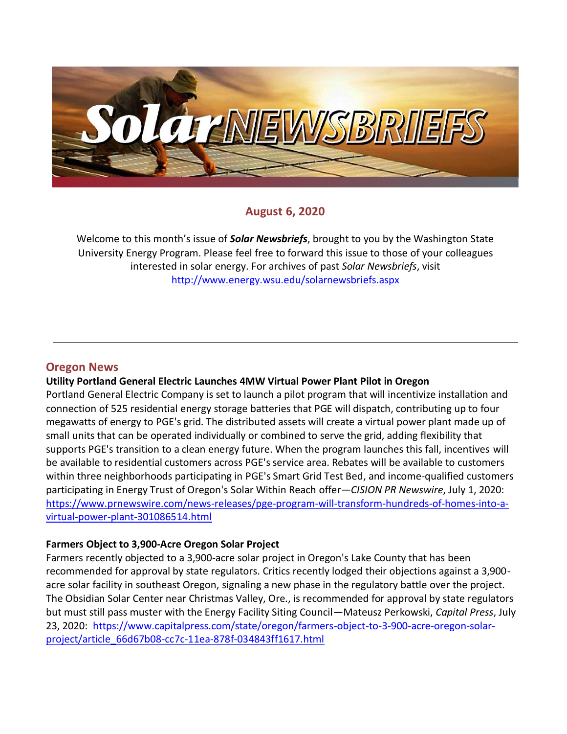# Solar NEWSBRIEFS

## August 6, 2020

Welcome to this month's issue of ***Solar Newsbriefs***, brought to you by the Washington State University Energy Program. Please feel free to forward this issue to those of your colleagues interested in solar energy. For archives of past *Solar Newsbriefs*, visit http://www.energy.wsu.edu/solarnewsbriefs.aspx

---

## Oregon News

**Utility Portland General Electric Launches 4MW Virtual Power Plant Pilot in Oregon**

Portland General Electric Company is set to launch a pilot program that will incentivize installation and connection of 525 residential energy storage batteries that PGE will dispatch, contributing up to four megawatts of energy to PGE's grid. The distributed assets will create a virtual power plant made up of small units that can be operated individually or combined to serve the grid, adding flexibility that supports PGE's transition to a clean energy future. When the program launches this fall, incentives will be available to residential customers across PGE's service area. Rebates will be available to customers within three neighborhoods participating in PGE's Smart Grid Test Bed, and income-qualified customers participating in Energy Trust of Oregon's Solar Within Reach offer—*CISION PR Newswire*, July 1, 2020: https://www.prnewswire.com/news-releases/pge-program-will-transform-hundreds-of-homes-into-a-virtual-power-plant-301086514.html

**Farmers Object to 3,900-Acre Oregon Solar Project**

Farmers recently objected to a 3,900-acre solar project in Oregon's Lake County that has been recommended for approval by state regulators. Critics recently lodged their objections against a 3,900-acre solar facility in southeast Oregon, signaling a new phase in the regulatory battle over the project. The Obsidian Solar Center near Christmas Valley, Ore., is recommended for approval by state regulators but must still pass muster with the Energy Facility Siting Council—Mateusz Perkowski, *Capital Press*, July 23, 2020: https://www.capitalpress.com/state/oregon/farmers-object-to-3-900-acre-oregon-solar-project/article_66d67b08-cc7c-11ea-878f-034843ff1617.html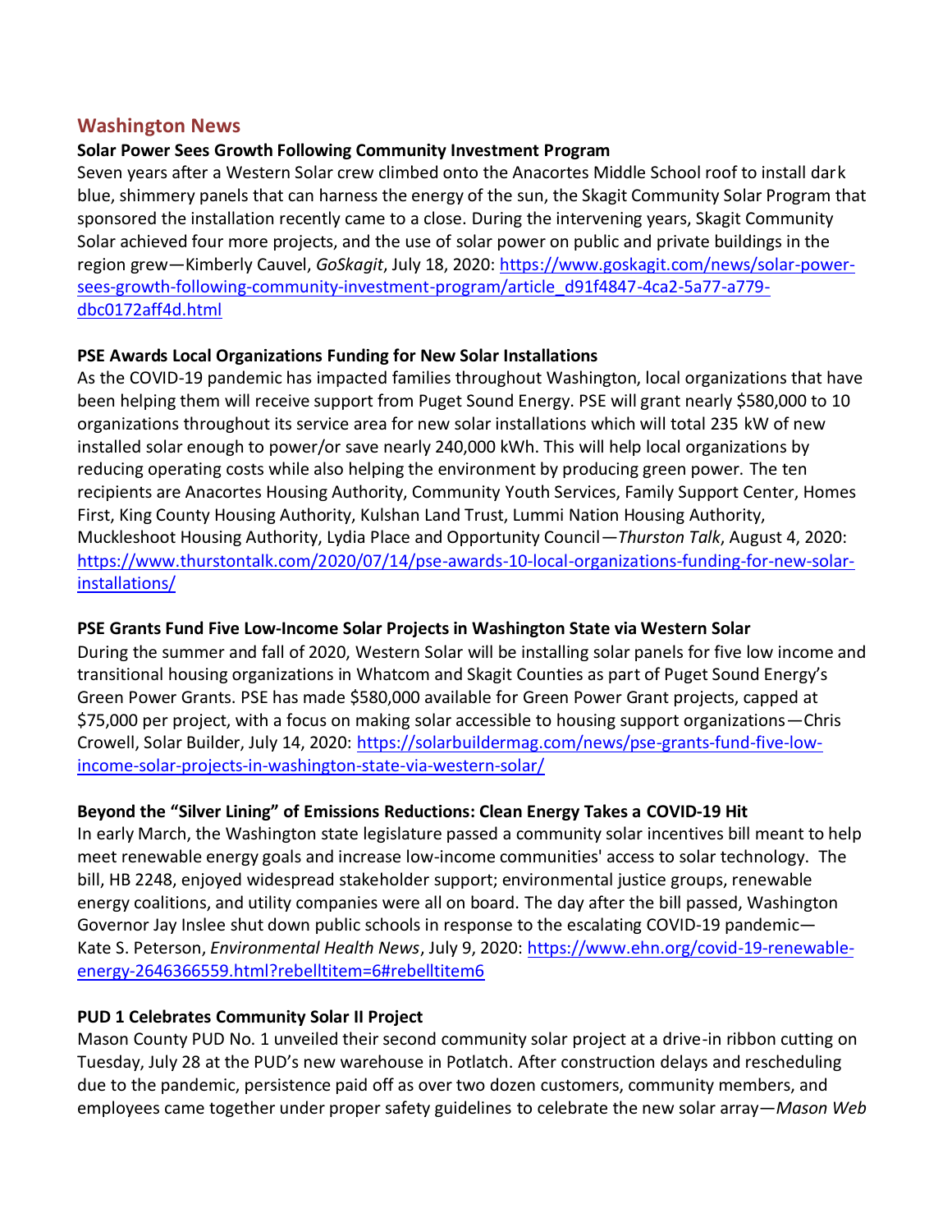## Washington News

**Solar Power Sees Growth Following Community Investment Program**

Seven years after a Western Solar crew climbed onto the Anacortes Middle School roof to install dark blue, shimmery panels that can harness the energy of the sun, the Skagit Community Solar Program that sponsored the installation recently came to a close. During the intervening years, Skagit Community Solar achieved four more projects, and the use of solar power on public and private buildings in the region grew—Kimberly Cauvel, *GoSkagit*, July 18, 2020: https://www.goskagit.com/news/solar-power-sees-growth-following-community-investment-program/article_d91f4847-4ca2-5a77-a779-dbc0172aff4d.html

**PSE Awards Local Organizations Funding for New Solar Installations**

As the COVID-19 pandemic has impacted families throughout Washington, local organizations that have been helping them will receive support from Puget Sound Energy. PSE will grant nearly $580,000 to 10 organizations throughout its service area for new solar installations which will total 235 kW of new installed solar enough to power/or save nearly 240,000 kWh. This will help local organizations by reducing operating costs while also helping the environment by producing green power. The ten recipients are Anacortes Housing Authority, Community Youth Services, Family Support Center, Homes First, King County Housing Authority, Kulshan Land Trust, Lummi Nation Housing Authority, Muckleshoot Housing Authority, Lydia Place and Opportunity Council—*Thurston Talk*, August 4, 2020: https://www.thurstontalk.com/2020/07/14/pse-awards-10-local-organizations-funding-for-new-solar-installations/

**PSE Grants Fund Five Low-Income Solar Projects in Washington State via Western Solar**

During the summer and fall of 2020, Western Solar will be installing solar panels for five low income and transitional housing organizations in Whatcom and Skagit Counties as part of Puget Sound Energy's Green Power Grants. PSE has made $580,000 available for Green Power Grant projects, capped at $75,000 per project, with a focus on making solar accessible to housing support organizations—Chris Crowell, Solar Builder, July 14, 2020: https://solarbuildermag.com/news/pse-grants-fund-five-low-income-solar-projects-in-washington-state-via-western-solar/

**Beyond the "Silver Lining" of Emissions Reductions: Clean Energy Takes a COVID-19 Hit**

In early March, the Washington state legislature passed a community solar incentives bill meant to help meet renewable energy goals and increase low-income communities' access to solar technology. The bill, HB 2248, enjoyed widespread stakeholder support; environmental justice groups, renewable energy coalitions, and utility companies were all on board. The day after the bill passed, Washington Governor Jay Inslee shut down public schools in response to the escalating COVID-19 pandemic—Kate S. Peterson, *Environmental Health News*, July 9, 2020: https://www.ehn.org/covid-19-renewable-energy-2646366559.html?rebelltitem=6#rebelltitem6

**PUD 1 Celebrates Community Solar II Project**

Mason County PUD No. 1 unveiled their second community solar project at a drive-in ribbon cutting on Tuesday, July 28 at the PUD's new warehouse in Potlatch. After construction delays and rescheduling due to the pandemic, persistence paid off as over two dozen customers, community members, and employees came together under proper safety guidelines to celebrate the new solar array—*Mason Web*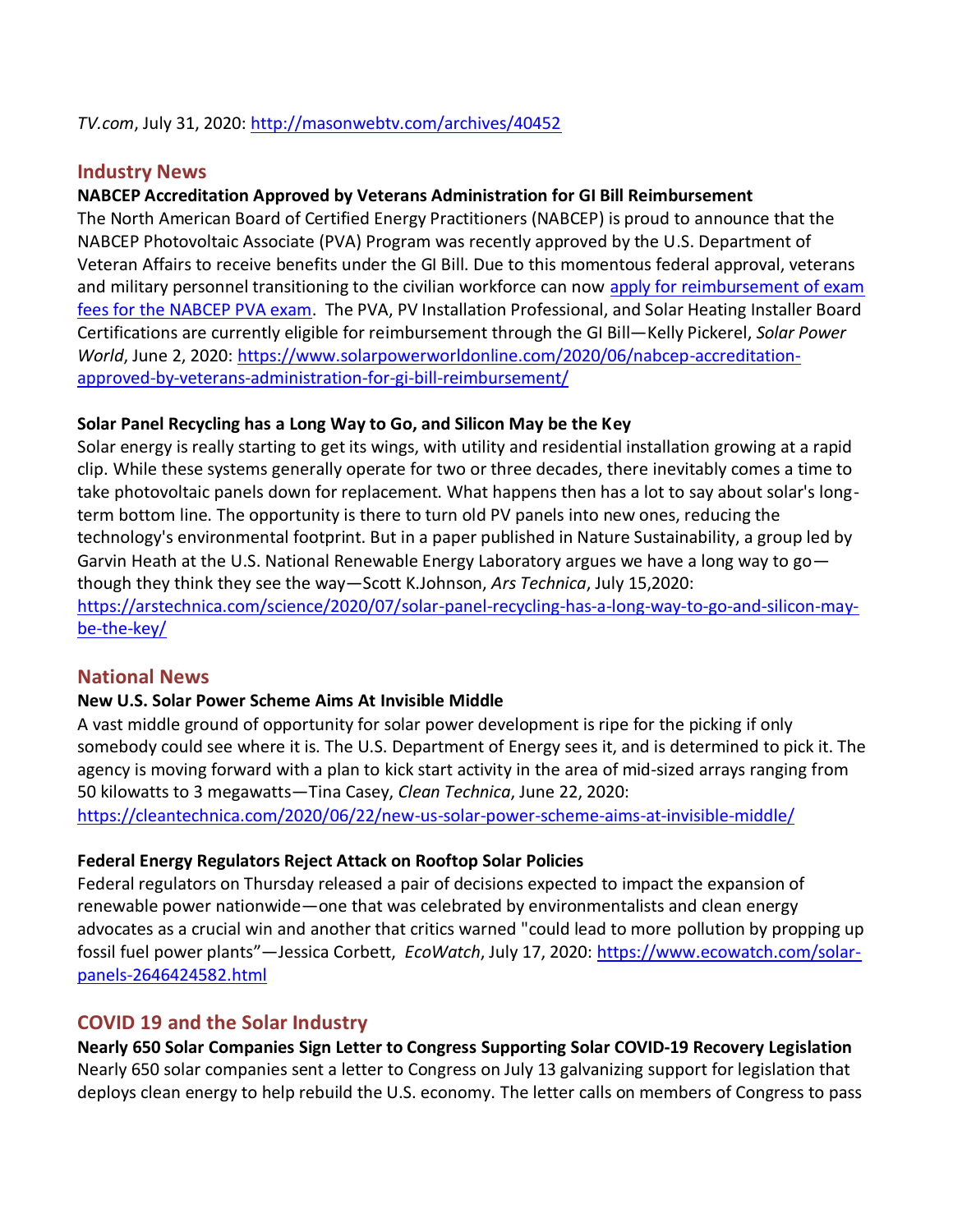*TV.com*, July 31, 2020: http://masonwebtv.com/archives/40452

## Industry News

**NABCEP Accreditation Approved by Veterans Administration for GI Bill Reimbursement**

The North American Board of Certified Energy Practitioners (NABCEP) is proud to announce that the NABCEP Photovoltaic Associate (PVA) Program was recently approved by the U.S. Department of Veteran Affairs to receive benefits under the GI Bill. Due to this momentous federal approval, veterans and military personnel transitioning to the civilian workforce can now apply for reimbursement of exam fees for the NABCEP PVA exam. The PVA, PV Installation Professional, and Solar Heating Installer Board Certifications are currently eligible for reimbursement through the GI Bill—Kelly Pickerel, *Solar Power World*, June 2, 2020: https://www.solarpowerworldonline.com/2020/06/nabcep-accreditation-approved-by-veterans-administration-for-gi-bill-reimbursement/

**Solar Panel Recycling has a Long Way to Go, and Silicon May be the Key**

Solar energy is really starting to get its wings, with utility and residential installation growing at a rapid clip. While these systems generally operate for two or three decades, there inevitably comes a time to take photovoltaic panels down for replacement. What happens then has a lot to say about solar's long-term bottom line. The opportunity is there to turn old PV panels into new ones, reducing the technology's environmental footprint. But in a paper published in Nature Sustainability, a group led by Garvin Heath at the U.S. National Renewable Energy Laboratory argues we have a long way to go—though they think they see the way—Scott K.Johnson, *Ars Technica*, July 15,2020: https://arstechnica.com/science/2020/07/solar-panel-recycling-has-a-long-way-to-go-and-silicon-may-be-the-key/

## National News

**New U.S. Solar Power Scheme Aims At Invisible Middle**

A vast middle ground of opportunity for solar power development is ripe for the picking if only somebody could see where it is. The U.S. Department of Energy sees it, and is determined to pick it. The agency is moving forward with a plan to kick start activity in the area of mid-sized arrays ranging from 50 kilowatts to 3 megawatts—Tina Casey, *Clean Technica*, June 22, 2020: https://cleantechnica.com/2020/06/22/new-us-solar-power-scheme-aims-at-invisible-middle/

**Federal Energy Regulators Reject Attack on Rooftop Solar Policies**

Federal regulators on Thursday released a pair of decisions expected to impact the expansion of renewable power nationwide—one that was celebrated by environmentalists and clean energy advocates as a crucial win and another that critics warned "could lead to more pollution by propping up fossil fuel power plants"—Jessica Corbett, *EcoWatch*, July 17, 2020: https://www.ecowatch.com/solar-panels-2646424582.html

## COVID 19 and the Solar Industry

**Nearly 650 Solar Companies Sign Letter to Congress Supporting Solar COVID-19 Recovery Legislation**

Nearly 650 solar companies sent a letter to Congress on July 13 galvanizing support for legislation that deploys clean energy to help rebuild the U.S. economy. The letter calls on members of Congress to pass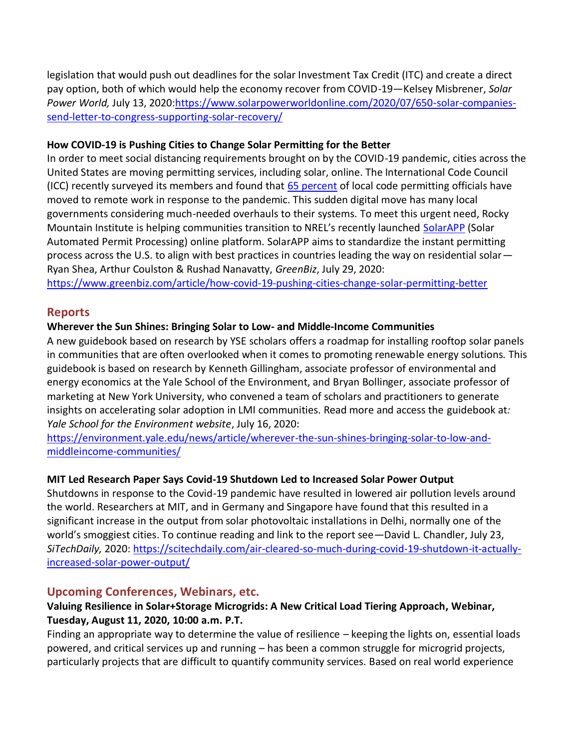legislation that would push out deadlines for the solar Investment Tax Credit (ITC) and create a direct pay option, both of which would help the economy recover from COVID-19—Kelsey Misbrener, *Solar Power World,* July 13, 2020:[https://www.solarpowerworldonline.com/2020/07/650-solar-companies-send-letter-to-congress-supporting-solar-recovery/](https://www.solarpowerworldonline.com/2020/07/650-solar-companies-send-letter-to-congress-supporting-solar-recovery/)

**How COVID-19 is Pushing Cities to Change Solar Permitting for the Better**

In order to meet social distancing requirements brought on by the COVID-19 pandemic, cities across the United States are moving permitting services, including solar, online. The International Code Council (ICC) recently surveyed its members and found that 65 percent of local code permitting officials have moved to remote work in response to the pandemic. This sudden digital move has many local governments considering much-needed overhauls to their systems. To meet this urgent need, Rocky Mountain Institute is helping communities transition to NREL's recently launched SolarAPP (Solar Automated Permit Processing) online platform. SolarAPP aims to standardize the instant permitting process across the U.S. to align with best practices in countries leading the way on residential solar—Ryan Shea, Arthur Coulston & Rushad Nanavatty, *GreenBiz*, July 29, 2020:
[https://www.greenbiz.com/article/how-covid-19-pushing-cities-change-solar-permitting-better](https://www.greenbiz.com/article/how-covid-19-pushing-cities-change-solar-permitting-better)

## Reports

**Wherever the Sun Shines: Bringing Solar to Low- and Middle-Income Communities**

A new guidebook based on research by YSE scholars offers a roadmap for installing rooftop solar panels in communities that are often overlooked when it comes to promoting renewable energy solutions. This guidebook is based on research by Kenneth Gillingham, associate professor of environmental and energy economics at the Yale School of the Environment, and Bryan Bollinger, associate professor of marketing at New York University, who convened a team of scholars and practitioners to generate insights on accelerating solar adoption in LMI communities. Read more and access the guidebook at*: Yale School for the Environment website*, July 16, 2020:
[https://environment.yale.edu/news/article/wherever-the-sun-shines-bringing-solar-to-low-and-middleincome-communities/](https://environment.yale.edu/news/article/wherever-the-sun-shines-bringing-solar-to-low-and-middleincome-communities/)

**MIT Led Research Paper Says Covid-19 Shutdown Led to Increased Solar Power Output**

Shutdowns in response to the Covid-19 pandemic have resulted in lowered air pollution levels around the world. Researchers at MIT, and in Germany and Singapore have found that this resulted in a significant increase in the output from solar photovoltaic installations in Delhi, normally one of the world's smoggiest cities. To continue reading and link to the report see—David L. Chandler, July 23, *SiTechDaily,* 2020: [https://scitechdaily.com/air-cleared-so-much-during-covid-19-shutdown-it-actually-increased-solar-power-output/](https://scitechdaily.com/air-cleared-so-much-during-covid-19-shutdown-it-actually-increased-solar-power-output/)

## Upcoming Conferences, Webinars, etc.

**Valuing Resilience in Solar+Storage Microgrids: A New Critical Load Tiering Approach, Webinar, Tuesday, August 11, 2020, 10:00 a.m. P.T.**

Finding an appropriate way to determine the value of resilience – keeping the lights on, essential loads powered, and critical services up and running – has been a common struggle for microgrid projects, particularly projects that are difficult to quantify community services. Based on real world experience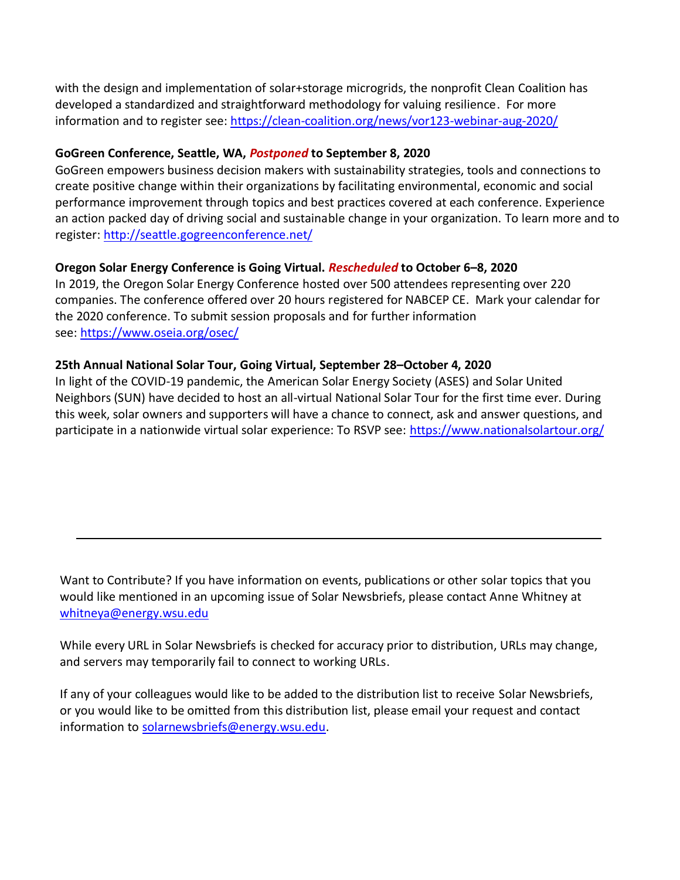with the design and implementation of solar+storage microgrids, the nonprofit Clean Coalition has developed a standardized and straightforward methodology for valuing resilience. For more information and to register see: https://clean-coalition.org/news/vor123-webinar-aug-2020/

**GoGreen Conference, Seattle, WA, *Postponed* to September 8, 2020**

GoGreen empowers business decision makers with sustainability strategies, tools and connections to create positive change within their organizations by facilitating environmental, economic and social performance improvement through topics and best practices covered at each conference. Experience an action packed day of driving social and sustainable change in your organization. To learn more and to register: http://seattle.gogreenconference.net/

**Oregon Solar Energy Conference is Going Virtual. *Rescheduled* to October 6–8, 2020**

In 2019, the Oregon Solar Energy Conference hosted over 500 attendees representing over 220 companies. The conference offered over 20 hours registered for NABCEP CE. Mark your calendar for the 2020 conference. To submit session proposals and for further information see: https://www.oseia.org/osec/

**25th Annual National Solar Tour, Going Virtual, September 28–October 4, 2020**

In light of the COVID-19 pandemic, the American Solar Energy Society (ASES) and Solar United Neighbors (SUN) have decided to host an all-virtual National Solar Tour for the first time ever. During this week, solar owners and supporters will have a chance to connect, ask and answer questions, and participate in a nationwide virtual solar experience: To RSVP see: https://www.nationalsolartour.org/

---

Want to Contribute? If you have information on events, publications or other solar topics that you would like mentioned in an upcoming issue of Solar Newsbriefs, please contact Anne Whitney at whitneya@energy.wsu.edu

While every URL in Solar Newsbriefs is checked for accuracy prior to distribution, URLs may change, and servers may temporarily fail to connect to working URLs.

If any of your colleagues would like to be added to the distribution list to receive Solar Newsbriefs, or you would like to be omitted from this distribution list, please email your request and contact information to solarnewsbriefs@energy.wsu.edu.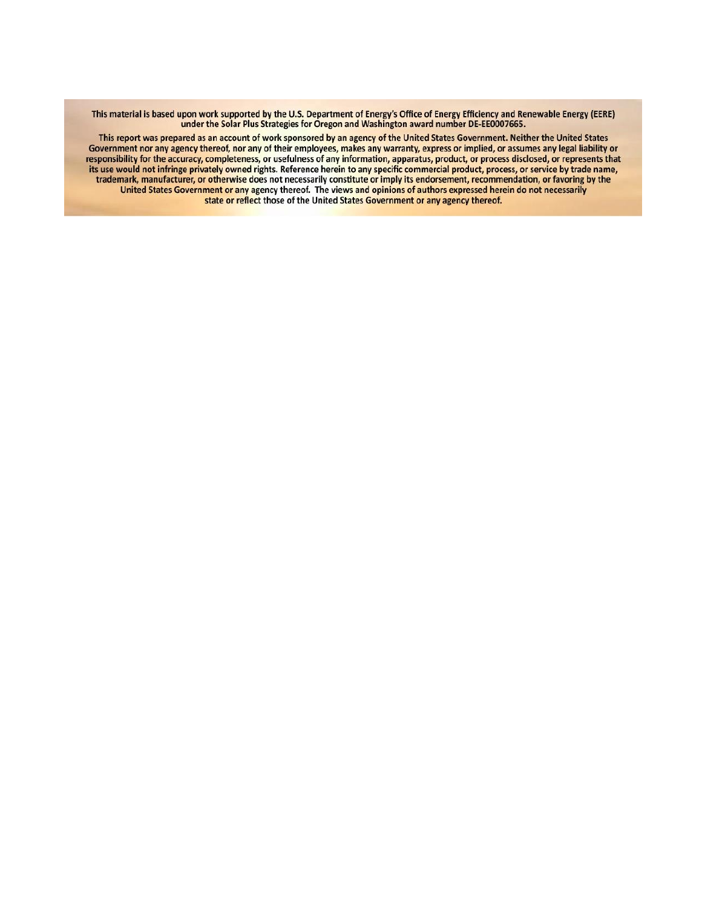**This material is based upon work supported by the U.S. Department of Energy's Office of Energy Efficiency and Renewable Energy (EERE) under the Solar Plus Strategies for Oregon and Washington award number DE-EE0007665.**

**This report was prepared as an account of work sponsored by an agency of the United States Government. Neither the United States Government nor any agency thereof, nor any of their employees, makes any warranty, express or implied, or assumes any legal liability or responsibility for the accuracy, completeness, or usefulness of any information, apparatus, product, or process disclosed, or represents that its use would not infringe privately owned rights. Reference herein to any specific commercial product, process, or service by trade name, trademark, manufacturer, or otherwise does not necessarily constitute or imply its endorsement, recommendation, or favoring by the United States Government or any agency thereof. The views and opinions of authors expressed herein do not necessarily state or reflect those of the United States Government or any agency thereof.**